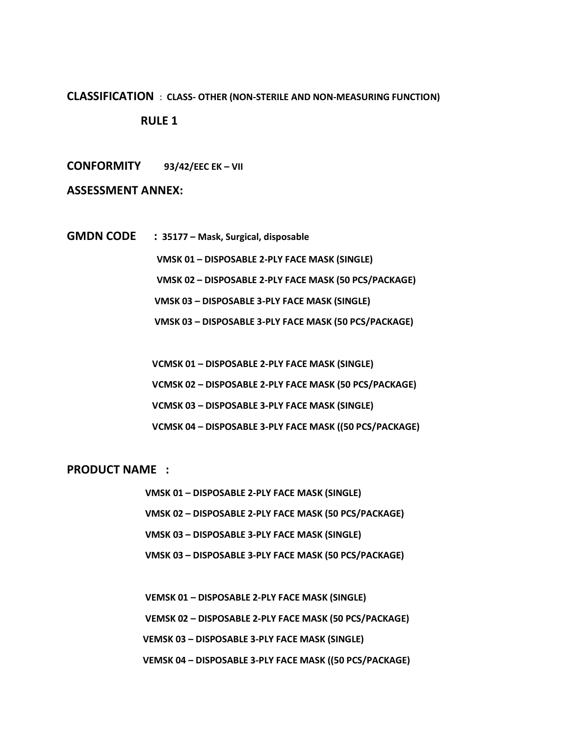**CLASSIFICATION** : **CLASS- OTHER (NON-STERILE AND NON-MEASURING FUNCTION)**

**RULE 1**

**CONFORMITY** **93/42/EEC EK – VII**

**ASSESSMENT ANNEX:**

**GMDN CODE** **: 35177 – Mask, Surgical, disposable**

**VMSK 01 – DISPOSABLE 2-PLY FACE MASK (SINGLE)**

**VMSK 02 – DISPOSABLE 2-PLY FACE MASK (50 PCS/PACKAGE)**

**VMSK 03 – DISPOSABLE 3-PLY FACE MASK (SINGLE)**

**VMSK 03 – DISPOSABLE 3-PLY FACE MASK (50 PCS/PACKAGE)**

**VCMSK 01 – DISPOSABLE 2-PLY FACE MASK (SINGLE)**

**VCMSK 02 – DISPOSABLE 2-PLY FACE MASK (50 PCS/PACKAGE)**

**VCMSK 03 – DISPOSABLE 3-PLY FACE MASK (SINGLE)**

**VCMSK 04 – DISPOSABLE 3-PLY FACE MASK ((50 PCS/PACKAGE)**

**PRODUCT NAME :**

**VMSK 01 – DISPOSABLE 2-PLY FACE MASK (SINGLE)**

**VMSK 02 – DISPOSABLE 2-PLY FACE MASK (50 PCS/PACKAGE)**

**VMSK 03 – DISPOSABLE 3-PLY FACE MASK (SINGLE)**

**VMSK 03 – DISPOSABLE 3-PLY FACE MASK (50 PCS/PACKAGE)**

**VEMSK 01 – DISPOSABLE 2-PLY FACE MASK (SINGLE)**

**VEMSK 02 – DISPOSABLE 2-PLY FACE MASK (50 PCS/PACKAGE)**

**VEMSK 03 – DISPOSABLE 3-PLY FACE MASK (SINGLE)**

**VEMSK 04 – DISPOSABLE 3-PLY FACE MASK ((50 PCS/PACKAGE)**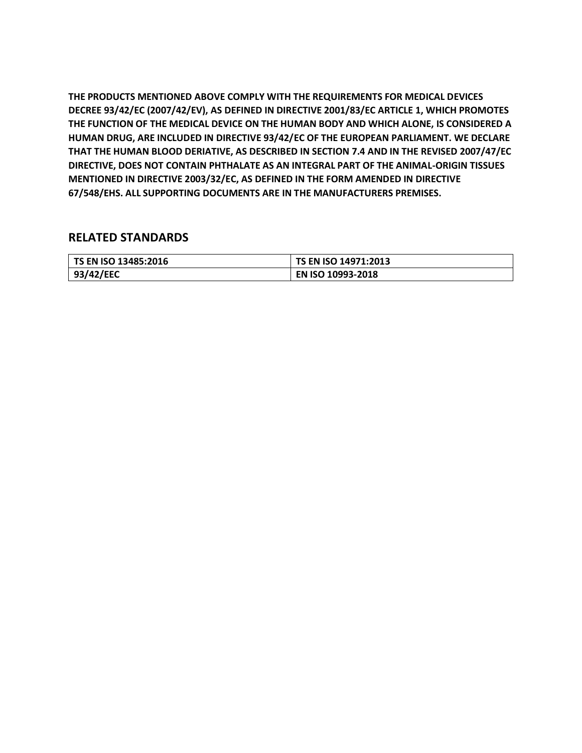**THE PRODUCTS MENTIONED ABOVE COMPLY WITH THE REQUIREMENTS FOR MEDICAL DEVICES DECREE 93/42/EC (2007/42/EV), AS DEFINED IN DIRECTIVE 2001/83/EC ARTICLE 1, WHICH PROMOTES THE FUNCTION OF THE MEDICAL DEVICE ON THE HUMAN BODY AND WHICH ALONE, IS CONSIDERED A HUMAN DRUG, ARE INCLUDED IN DIRECTIVE 93/42/EC OF THE EUROPEAN PARLIAMENT. WE DECLARE THAT THE HUMAN BLOOD DERIATIVE, AS DESCRIBED IN SECTION 7.4 AND IN THE REVISED 2007/47/EC DIRECTIVE, DOES NOT CONTAIN PHTHALATE AS AN INTEGRAL PART OF THE ANIMAL-ORIGIN TISSUES MENTIONED IN DIRECTIVE 2003/32/EC, AS DEFINED IN THE FORM AMENDED IN DIRECTIVE 67/548/EHS. ALL SUPPORTING DOCUMENTS ARE IN THE MANUFACTURERS PREMISES.**

## RELATED STANDARDS

| | |
|---|---|
| **TS EN ISO 13485:2016** | **TS EN ISO 14971:2013** |
| **93/42/EEC** | **EN ISO 10993-2018** |